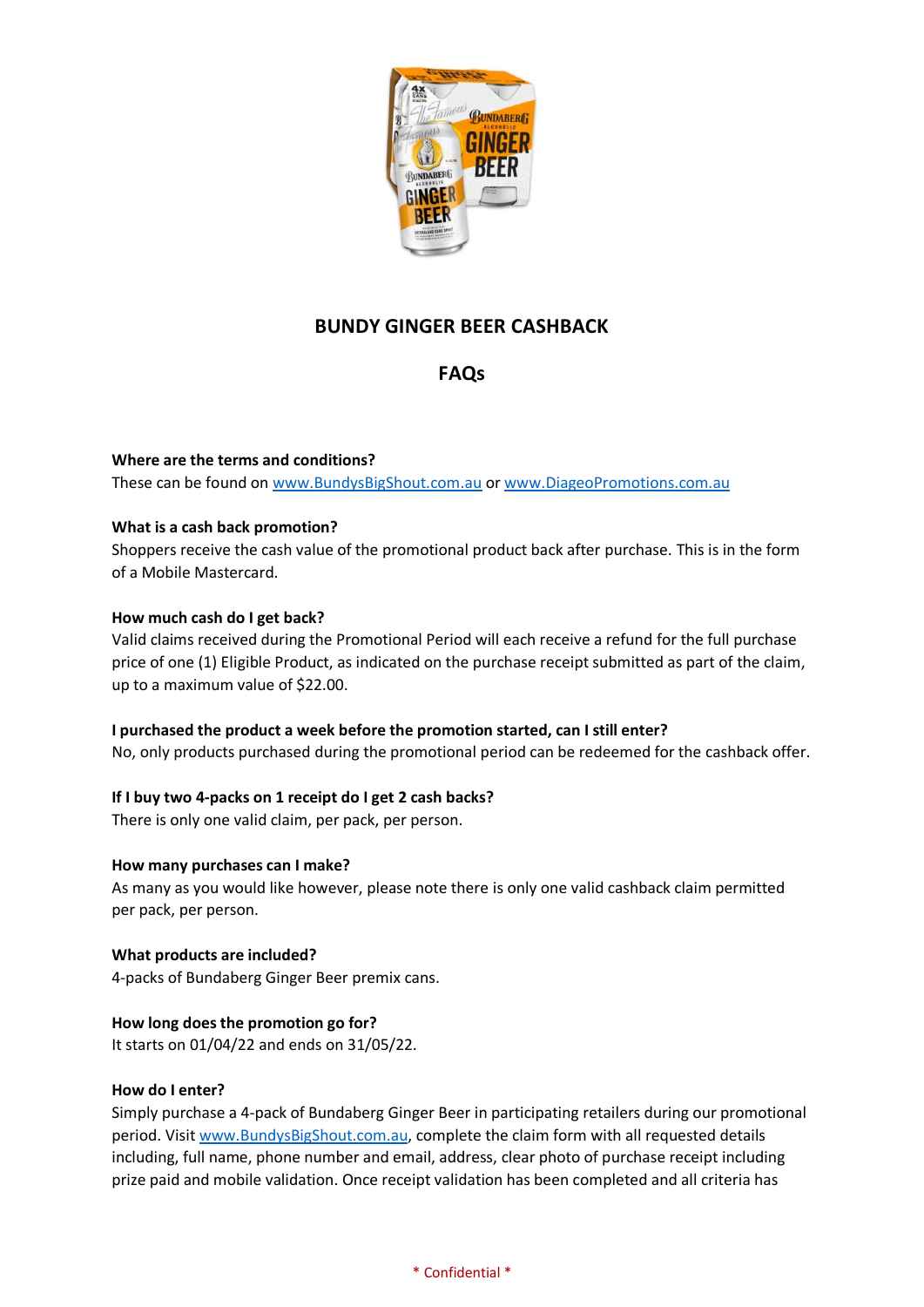# BUNDY GINGER BEER CASHBACK

## FAQs

**Where are the terms and conditions?**
These can be found on [www.BundysBigShout.com.au](www.BundysBigShout.com.au) or [www.DiageoPromotions.com.au](www.DiageoPromotions.com.au)

**What is a cash back promotion?**
Shoppers receive the cash value of the promotional product back after purchase. This is in the form of a Mobile Mastercard.

**How much cash do I get back?**
Valid claims received during the Promotional Period will each receive a refund for the full purchase price of one (1) Eligible Product, as indicated on the purchase receipt submitted as part of the claim, up to a maximum value of $22.00.

**I purchased the product a week before the promotion started, can I still enter?**
No, only products purchased during the promotional period can be redeemed for the cashback offer.

**If I buy two 4-packs on 1 receipt do I get 2 cash backs?**
There is only one valid claim, per pack, per person.

**How many purchases can I make?**
As many as you would like however, please note there is only one valid cashback claim permitted per pack, per person.

**What products are included?**
4-packs of Bundaberg Ginger Beer premix cans.

**How long does the promotion go for?**
It starts on 01/04/22 and ends on 31/05/22.

**How do I enter?**
Simply purchase a 4-pack of Bundaberg Ginger Beer in participating retailers during our promotional period. Visit [www.BundysBigShout.com.au](www.BundysBigShout.com.au), complete the claim form with all requested details including, full name, phone number and email, address, clear photo of purchase receipt including prize paid and mobile validation. Once receipt validation has been completed and all criteria has

\* Confidential \*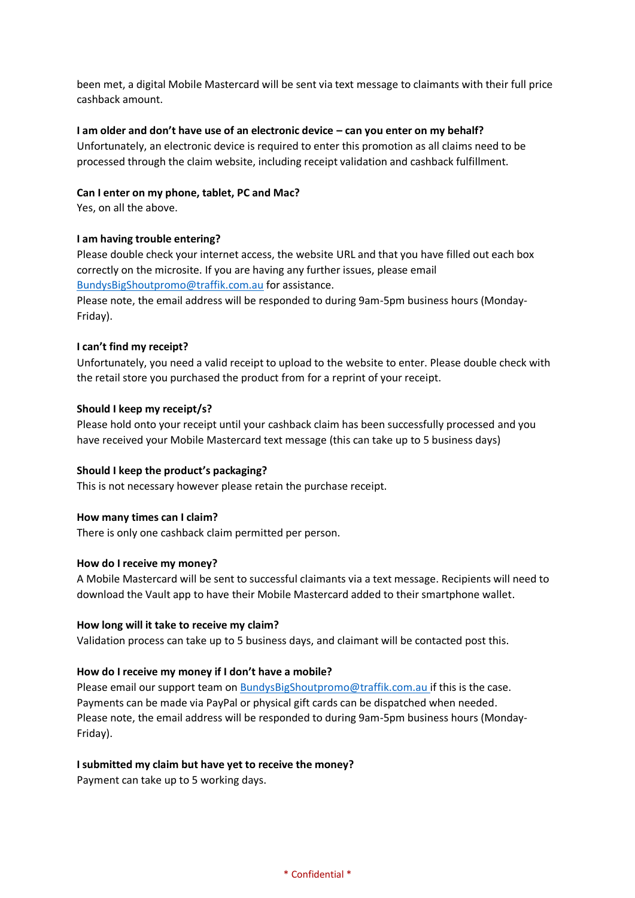been met, a digital Mobile Mastercard will be sent via text message to claimants with their full price cashback amount.

**I am older and don't have use of an electronic device – can you enter on my behalf?**

Unfortunately, an electronic device is required to enter this promotion as all claims need to be processed through the claim website, including receipt validation and cashback fulfillment.

**Can I enter on my phone, tablet, PC and Mac?**

Yes, on all the above.

**I am having trouble entering?**

Please double check your internet access, the website URL and that you have filled out each box correctly on the microsite. If you are having any further issues, please email BundysBigShoutpromo@traffik.com.au for assistance.

Please note, the email address will be responded to during 9am-5pm business hours (Monday-Friday).

**I can't find my receipt?**

Unfortunately, you need a valid receipt to upload to the website to enter. Please double check with the retail store you purchased the product from for a reprint of your receipt.

**Should I keep my receipt/s?**

Please hold onto your receipt until your cashback claim has been successfully processed and you have received your Mobile Mastercard text message (this can take up to 5 business days)

**Should I keep the product's packaging?**

This is not necessary however please retain the purchase receipt.

**How many times can I claim?**

There is only one cashback claim permitted per person.

**How do I receive my money?**

A Mobile Mastercard will be sent to successful claimants via a text message. Recipients will need to download the Vault app to have their Mobile Mastercard added to their smartphone wallet.

**How long will it take to receive my claim?**

Validation process can take up to 5 business days, and claimant will be contacted post this.

**How do I receive my money if I don't have a mobile?**

Please email our support team on BundysBigShoutpromo@traffik.com.au if this is the case. Payments can be made via PayPal or physical gift cards can be dispatched when needed.

Please note, the email address will be responded to during 9am-5pm business hours (Monday-Friday).

**I submitted my claim but have yet to receive the money?**

Payment can take up to 5 working days.

\* Confidential \*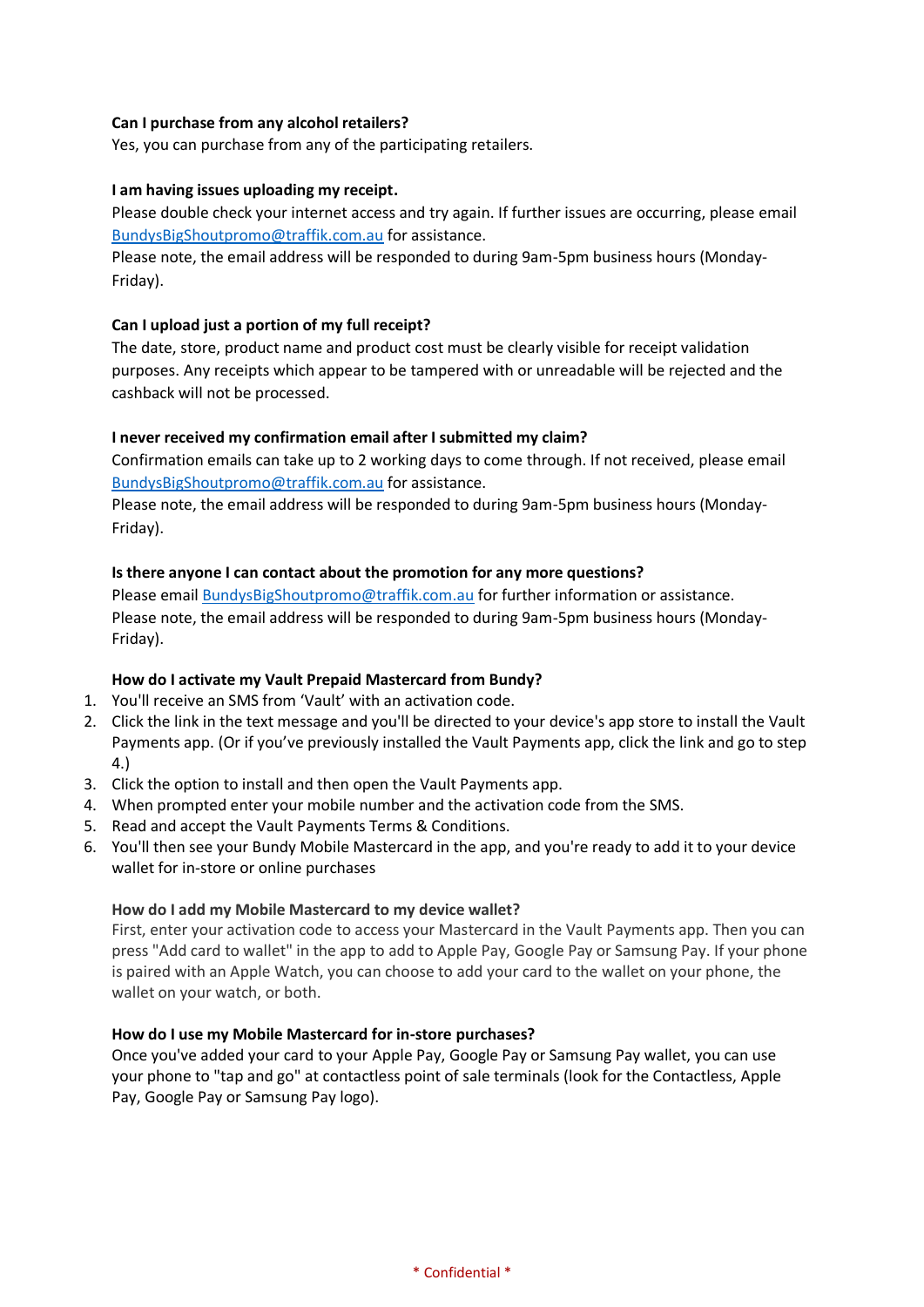**Can I purchase from any alcohol retailers?**
Yes, you can purchase from any of the participating retailers.

**I am having issues uploading my receipt.**
Please double check your internet access and try again. If further issues are occurring, please email BundysBigShoutpromo@traffik.com.au for assistance.
Please note, the email address will be responded to during 9am-5pm business hours (Monday-Friday).

**Can I upload just a portion of my full receipt?**
The date, store, product name and product cost must be clearly visible for receipt validation purposes. Any receipts which appear to be tampered with or unreadable will be rejected and the cashback will not be processed.

**I never received my confirmation email after I submitted my claim?**
Confirmation emails can take up to 2 working days to come through. If not received, please email BundysBigShoutpromo@traffik.com.au for assistance.
Please note, the email address will be responded to during 9am-5pm business hours (Monday-Friday).

**Is there anyone I can contact about the promotion for any more questions?**
Please email BundysBigShoutpromo@traffik.com.au for further information or assistance.
Please note, the email address will be responded to during 9am-5pm business hours (Monday-Friday).

**How do I activate my Vault Prepaid Mastercard from Bundy?**

1. You'll receive an SMS from 'Vault' with an activation code.
2. Click the link in the text message and you'll be directed to your device's app store to install the Vault Payments app. (Or if you've previously installed the Vault Payments app, click the link and go to step 4.)
3. Click the option to install and then open the Vault Payments app.
4. When prompted enter your mobile number and the activation code from the SMS.
5. Read and accept the Vault Payments Terms & Conditions.
6. You'll then see your Bundy Mobile Mastercard in the app, and you're ready to add it to your device wallet for in-store or online purchases

**How do I add my Mobile Mastercard to my device wallet?**
First, enter your activation code to access your Mastercard in the Vault Payments app. Then you can press "Add card to wallet" in the app to add to Apple Pay, Google Pay or Samsung Pay. If your phone is paired with an Apple Watch, you can choose to add your card to the wallet on your phone, the wallet on your watch, or both.

**How do I use my Mobile Mastercard for in-store purchases?**
Once you've added your card to your Apple Pay, Google Pay or Samsung Pay wallet, you can use your phone to "tap and go" at contactless point of sale terminals (look for the Contactless, Apple Pay, Google Pay or Samsung Pay logo).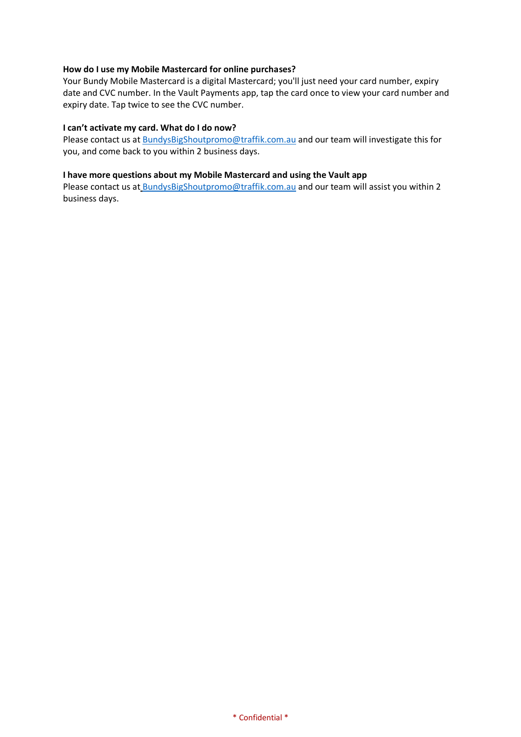**How do I use my Mobile Mastercard for online purchases?**
Your Bundy Mobile Mastercard is a digital Mastercard; you'll just need your card number, expiry date and CVC number. In the Vault Payments app, tap the card once to view your card number and expiry date. Tap twice to see the CVC number.

**I can't activate my card. What do I do now?**
Please contact us at BundysBigShoutpromo@traffik.com.au and our team will investigate this for you, and come back to you within 2 business days.

**I have more questions about my Mobile Mastercard and using the Vault app**
Please contact us at BundysBigShoutpromo@traffik.com.au and our team will assist you within 2 business days.

* Confidential *